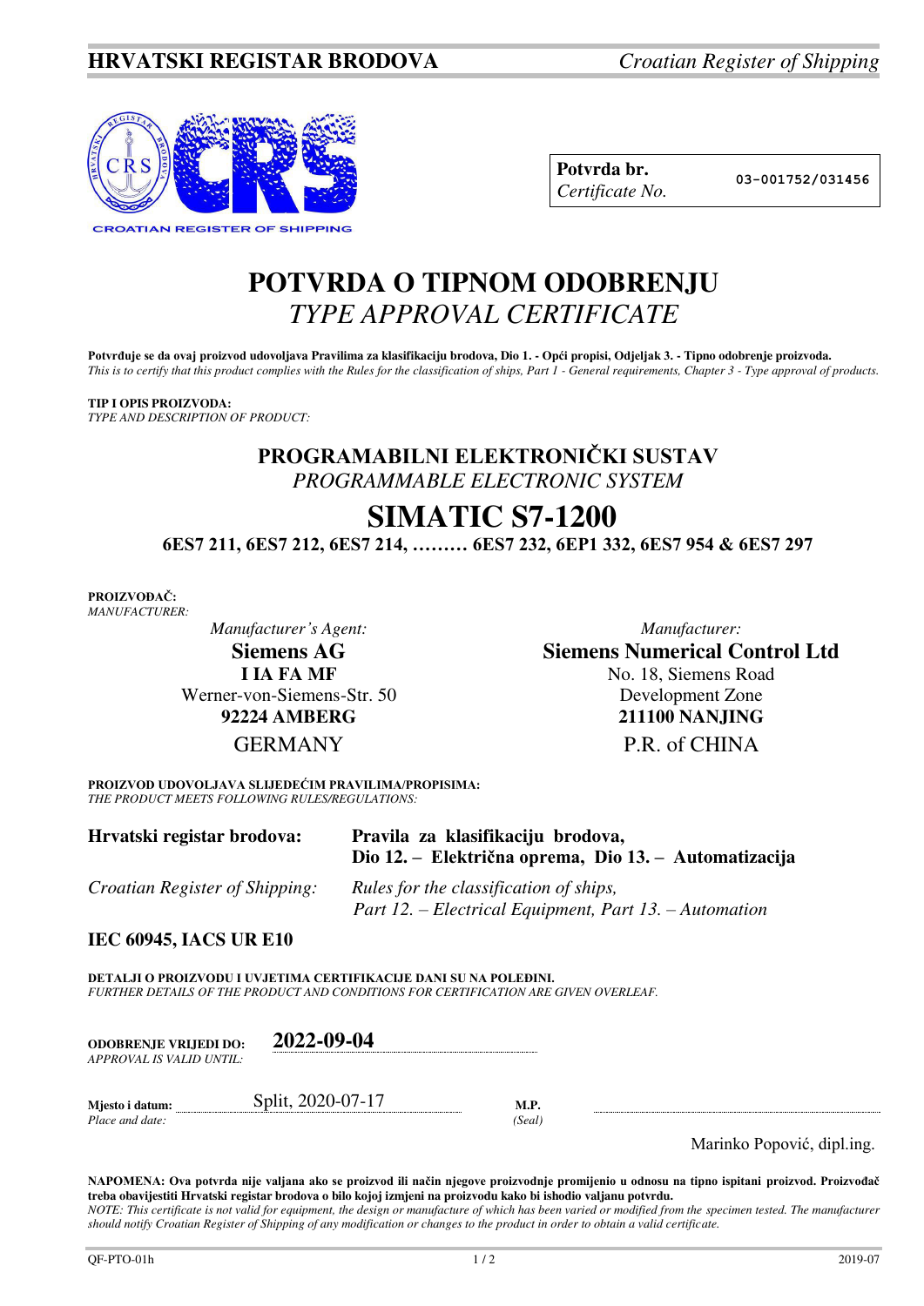**HRVATSKI REGISTAR BRODOVA** *Croatian Register of Shipping*

CROATIAN REGISTER OF SHIPPING

| **Potvrda br.** *Certificate No.* | **03-001752/031456** |
|---|---|

# POTVRDA O TIPNOM ODOBRENJU
## *TYPE APPROVAL CERTIFICATE*

**Potvrđuje se da ovaj proizvod udovoljava Pravilima za klasifikaciju brodova, Dio 1. - Opći propisi, Odjeljak 3. - Tipno odobrenje proizvoda.**
*This is to certify that this product complies with the Rules for the classification of ships, Part 1 - General requirements, Chapter 3 - Type approval of products.*

**TIP I OPIS PROIZVODA:**
*TYPE AND DESCRIPTION OF PRODUCT:*

**PROGRAMABILNI ELEKTRONIČKI SUSTAV**
*PROGRAMMABLE ELECTRONIC SYSTEM*

# SIMATIC S7-1200

**6ES7 211, 6ES7 212, 6ES7 214, ……… 6ES7 232, 6EP1 332, 6ES7 954 & 6ES7 297**

**PROIZVOĐAČ:**
*MANUFACTURER:*

*Manufacturer's Agent:*
**Siemens AG**
**I IA FA MF**
Werner-von-Siemens-Str. 50
**92224 AMBERG**
GERMANY

*Manufacturer:*
**Siemens Numerical Control Ltd**
No. 18, Siemens Road
Development Zone
**211100 NANJING**
P.R. of CHINA

**PROIZVOD UDOVOLJAVA SLIJEDEĆIM PRAVILIMA/PROPISIMA:**
*THE PRODUCT MEETS FOLLOWING RULES/REGULATIONS:*

| | |
|---|---|
| **Hrvatski registar brodova:** | **Pravila za klasifikaciju brodova, Dio 12. – Električna oprema, Dio 13. – Automatizacija** |
| *Croatian Register of Shipping:* | *Rules for the classification of ships, Part 12. – Electrical Equipment, Part 13. – Automation* |

**IEC 60945, IACS UR E10**

**DETALJI O PROIZVODU I UVJETIMA CERTIFIKACIJE DANI SU NA POLEĐINI.**
*FURTHER DETAILS OF THE PRODUCT AND CONDITIONS FOR CERTIFICATION ARE GIVEN OVERLEAF.*

**ODOBRENJE VRIJEDI DO:** *APPROVAL IS VALID UNTIL:* **2022-09-04**

**Mjesto i datum:** *Place and date:* Split, 2020-07-17

**M.P.** *(Seal)*

Marinko Popović, dipl.ing.

**NAPOMENA: Ova potvrda nije valjana ako se proizvod ili način njegove proizvodnje promijenio u odnosu na tipno ispitani proizvod. Proizvođač treba obavijestiti Hrvatski registar brodova o bilo kojoj izmjeni na proizvodu kako bi ishodio valjanu potvrdu.**
*NOTE: This certificate is not valid for equipment, the design or manufacture of which has been varied or modified from the specimen tested. The manufacturer should notify Croatian Register of Shipping of any modification or changes to the product in order to obtain a valid certificate.*

QF-PTO-01h 2019-07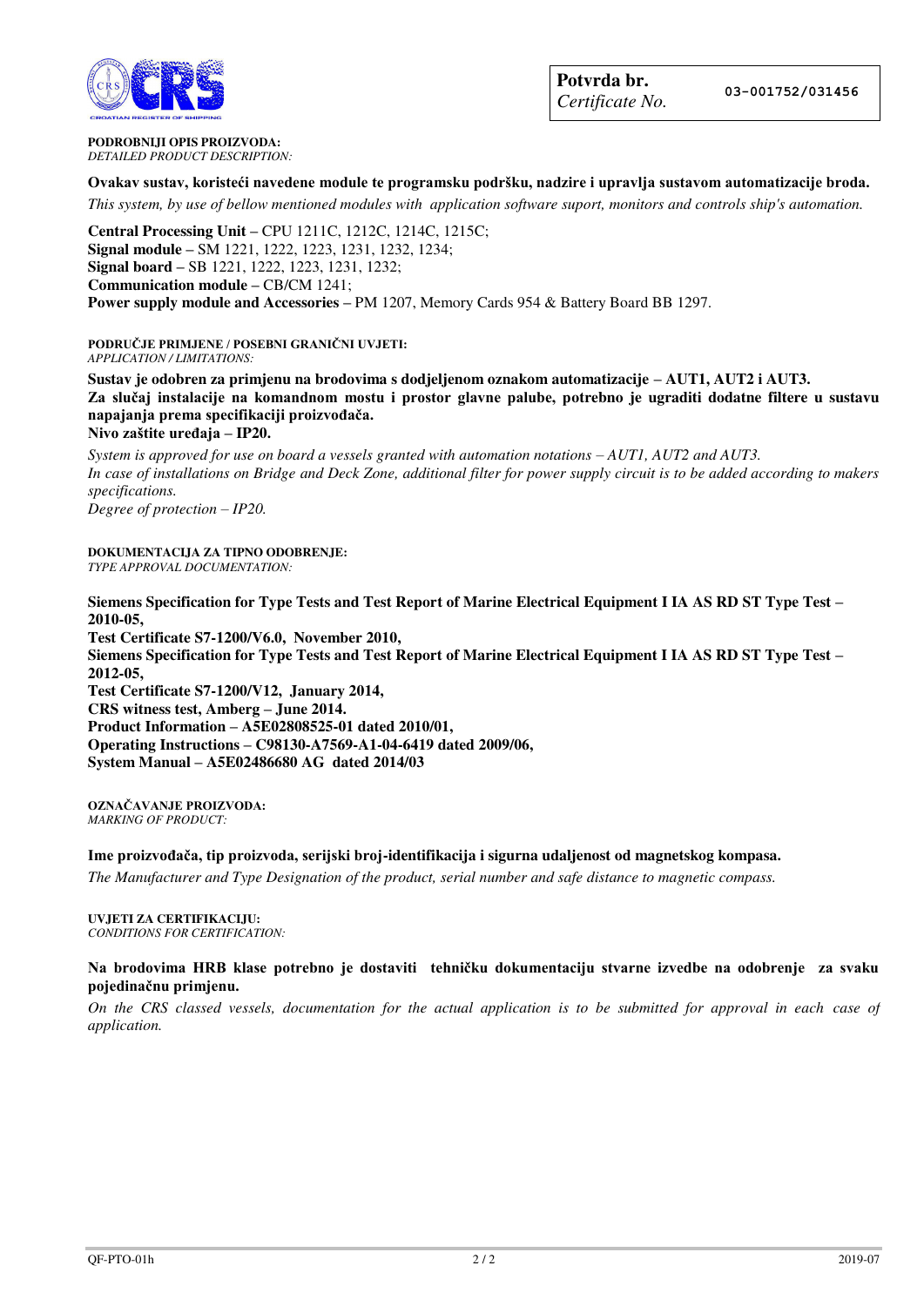**Potvrda br.** 03-001752/031456
*Certificate No.*

**PODROBNIJI OPIS PROIZVODA:**
*DETAILED PRODUCT DESCRIPTION:*

**Ovakav sustav, koristeći navedene module te programsku podršku, nadzire i upravlja sustavom automatizacije broda.**

*This system, by use of bellow mentioned modules with application software suport, monitors and controls ship's automation.*

**Central Processing Unit** – CPU 1211C, 1212C, 1214C, 1215C;
**Signal module** – SM 1221, 1222, 1223, 1231, 1232, 1234;
**Signal board** – SB 1221, 1222, 1223, 1231, 1232;
**Communication module** – CB/CM 1241;
**Power supply module and Accessories** – PM 1207, Memory Cards 954 & Battery Board BB 1297.

**PODRUČJE PRIMJENE / POSEBNI GRANIČNI UVJETI:**
*APPLICATION / LIMITATIONS:*

**Sustav je odobren za primjenu na brodovima s dodjeljenom oznakom automatizacije – AUT1, AUT2 i AUT3.**
**Za slučaj instalacije na komandnom mostu i prostor glavne palube, potrebno je ugraditi dodatne filtere u sustavu napajanja prema specifikaciji proizvođača.**
**Nivo zaštite uređaja – IP20.**

*System is approved for use on board a vessels granted with automation notations – AUT1, AUT2 and AUT3.*
*In case of installations on Bridge and Deck Zone, additional filter for power supply circuit is to be added according to makers specifications.*
*Degree of protection – IP20.*

**DOKUMENTACIJA ZA TIPNO ODOBRENJE:**
*TYPE APPROVAL DOCUMENTATION:*

**Siemens Specification for Type Tests and Test Report of Marine Electrical Equipment I IA AS RD ST Type Test – 2010-05,**
**Test Certificate S7-1200/V6.0, November 2010,**
**Siemens Specification for Type Tests and Test Report of Marine Electrical Equipment I IA AS RD ST Type Test – 2012-05,**
**Test Certificate S7-1200/V12, January 2014,**
**CRS witness test, Amberg – June 2014.**
**Product Information – A5E02808525-01 dated 2010/01,**
**Operating Instructions – C98130-A7569-A1-04-6419 dated 2009/06,**
**System Manual – A5E02486680 AG dated 2014/03**

**OZNAČAVANJE PROIZVODA:**
*MARKING OF PRODUCT:*

**Ime proizvođača, tip proizvoda, serijski broj-identifikacija i sigurna udaljenost od magnetskog kompasa.**

*The Manufacturer and Type Designation of the product, serial number and safe distance to magnetic compass.*

**UVJETI ZA CERTIFIKACIJU:**
*CONDITIONS FOR CERTIFICATION:*

**Na brodovima HRB klase potrebno je dostaviti tehničku dokumentaciju stvarne izvedbe na odobrenje za svaku pojedinačnu primjenu.**

*On the CRS classed vessels, documentation for the actual application is to be submitted for approval in each case of application.*